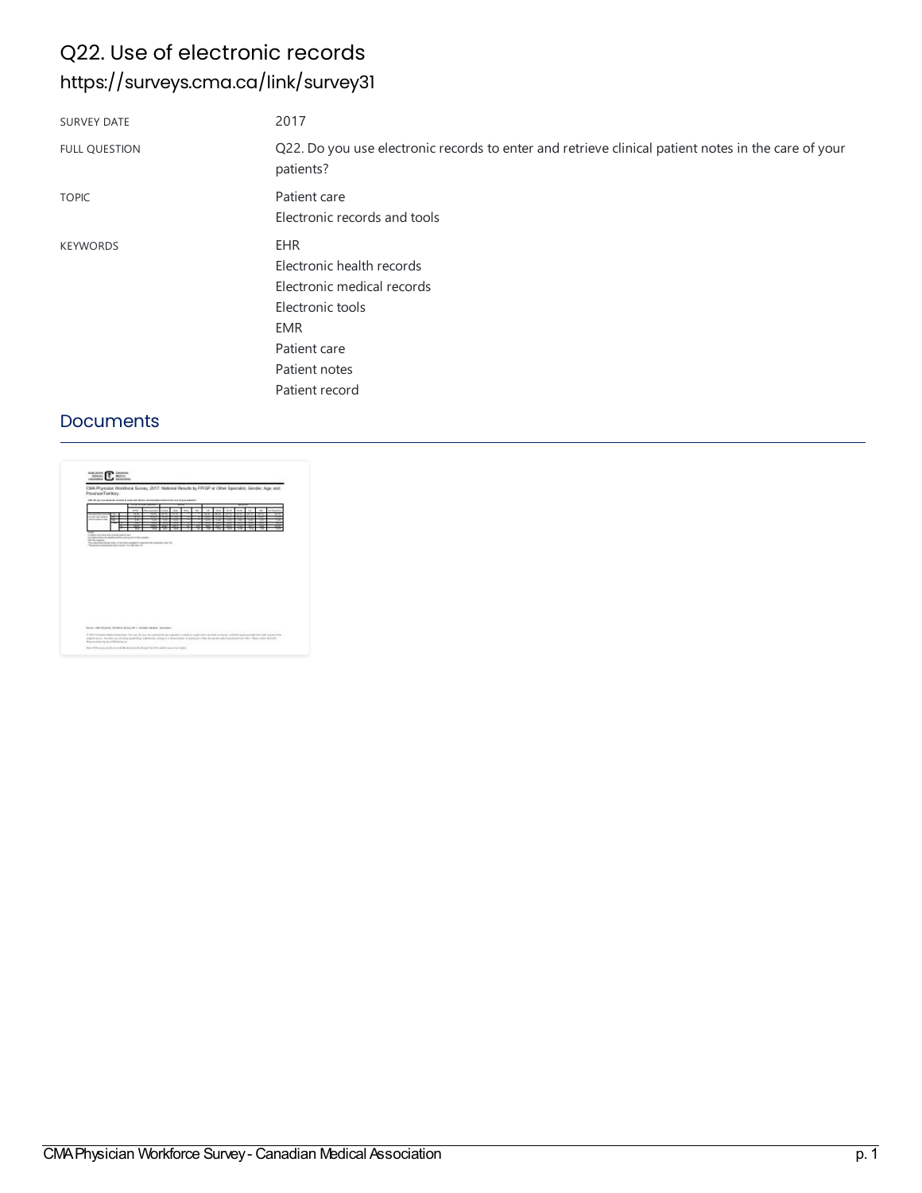# Q22. Use of electronic records

## https://surveys.cma.ca/link/survey31

| | |
|---|---|
| SURVEY DATE | 2017 |
| FULL QUESTION | Q22. Do you use electronic records to enter and retrieve clinical patient notes in the care of your patients? |
| TOPIC | Patient care<br>Electronic records and tools |
| KEYWORDS | EHR<br>Electronic health records<br>Electronic medical records<br>Electronic tools<br>EMR<br>Patient care<br>Patient notes<br>Patient record |

## Documents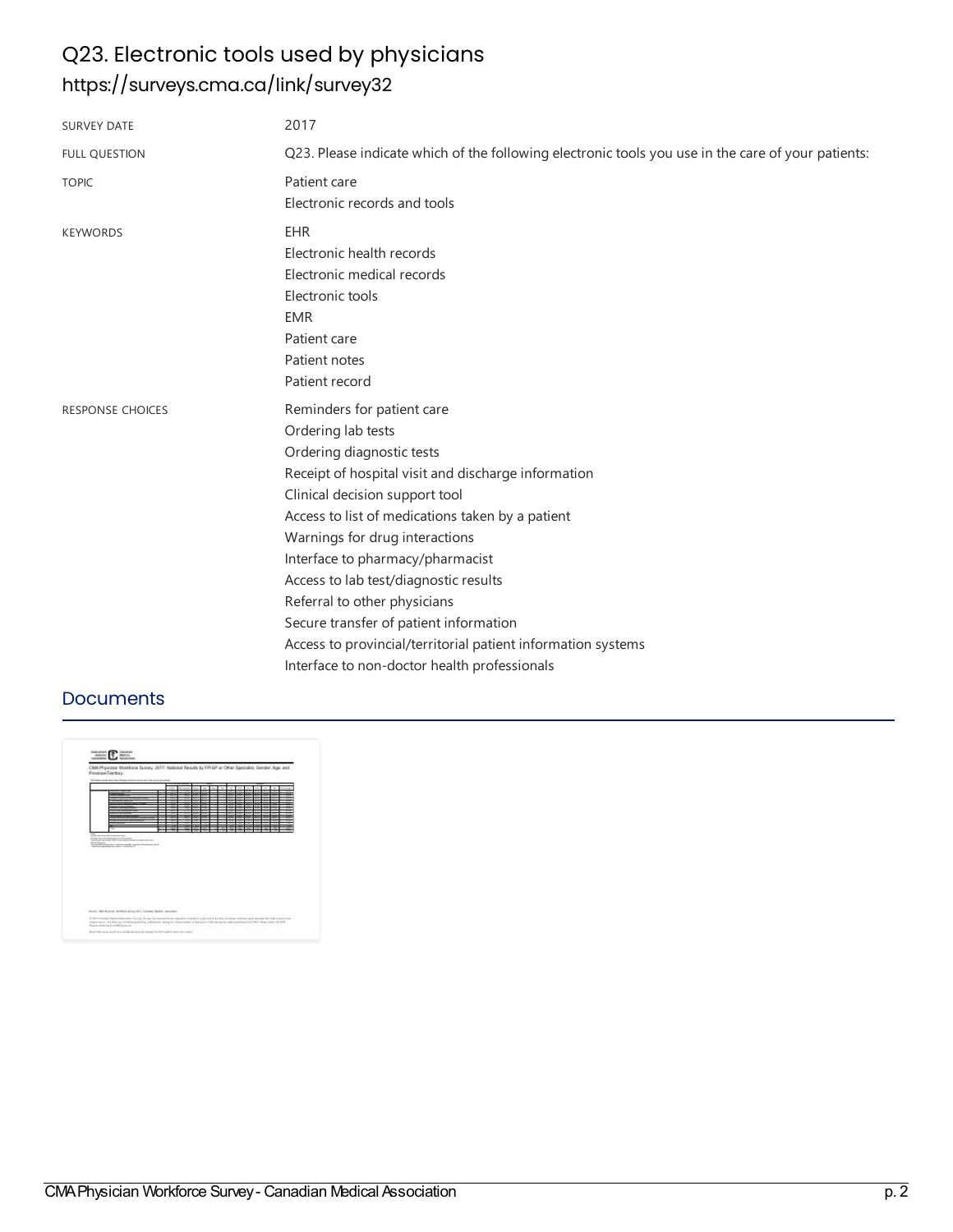# Q23. Electronic tools used by physicians

## https://surveys.cma.ca/link/survey32

| | |
|---|---|
| SURVEY DATE | 2017 |
| FULL QUESTION | Q23. Please indicate which of the following electronic tools you use in the care of your patients: |
| TOPIC | Patient care<br>Electronic records and tools |
| KEYWORDS | EHR<br>Electronic health records<br>Electronic medical records<br>Electronic tools<br>EMR<br>Patient care<br>Patient notes<br>Patient record |
| RESPONSE CHOICES | Reminders for patient care<br>Ordering lab tests<br>Ordering diagnostic tests<br>Receipt of hospital visit and discharge information<br>Clinical decision support tool<br>Access to list of medications taken by a patient<br>Warnings for drug interactions<br>Interface to pharmacy/pharmacist<br>Access to lab test/diagnostic results<br>Referral to other physicians<br>Secure transfer of patient information<br>Access to provincial/territorial patient information systems<br>Interface to non-doctor health professionals |

## Documents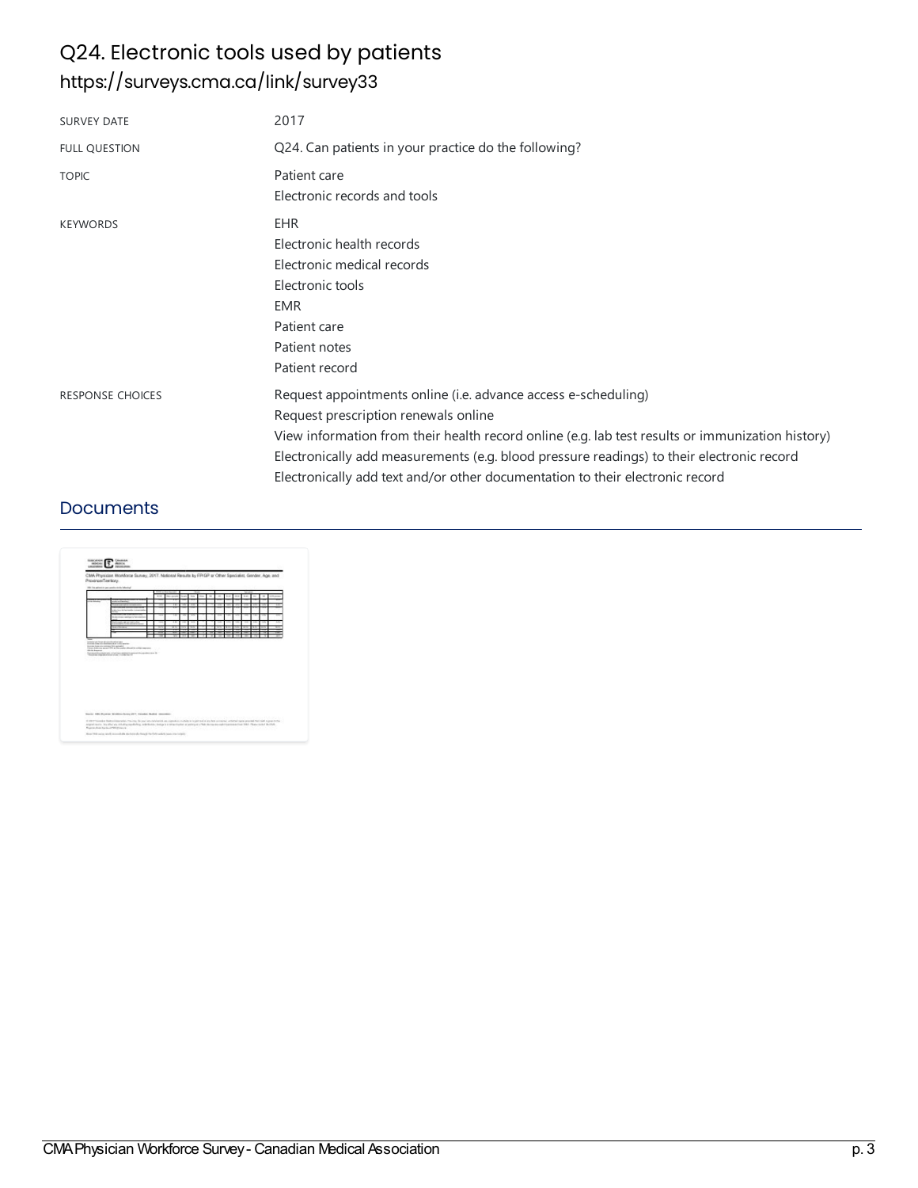# Q24. Electronic tools used by patients

## https://surveys.cma.ca/link/survey33

| | |
|---|---|
| SURVEY DATE | 2017 |
| FULL QUESTION | Q24. Can patients in your practice do the following? |
| TOPIC | Patient care<br>Electronic records and tools |
| KEYWORDS | EHR<br>Electronic health records<br>Electronic medical records<br>Electronic tools<br>EMR<br>Patient care<br>Patient notes<br>Patient record |
| RESPONSE CHOICES | Request appointments online (i.e. advance access e-scheduling)<br>Request prescription renewals online<br>View information from their health record online (e.g. lab test results or immunization history)<br>Electronically add measurements (e.g. blood pressure readings) to their electronic record<br>Electronically add text and/or other documentation to their electronic record |

## Documents